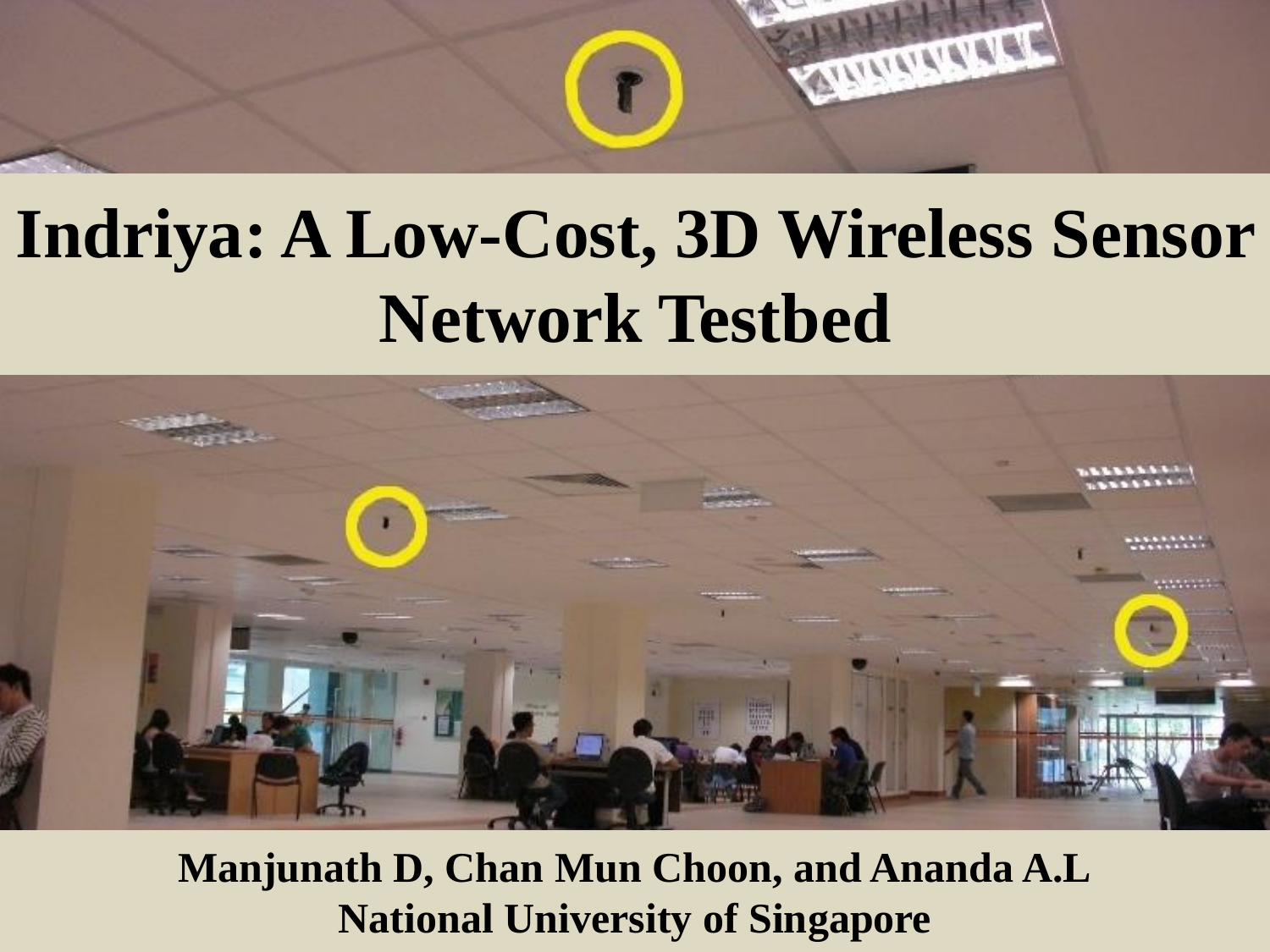# Indriya: A Low-Cost, 3D Wireless Sensor Network Testbed

**Manjunath D, Chan Mun Choon, and Ananda A.L**
**National University of Singapore**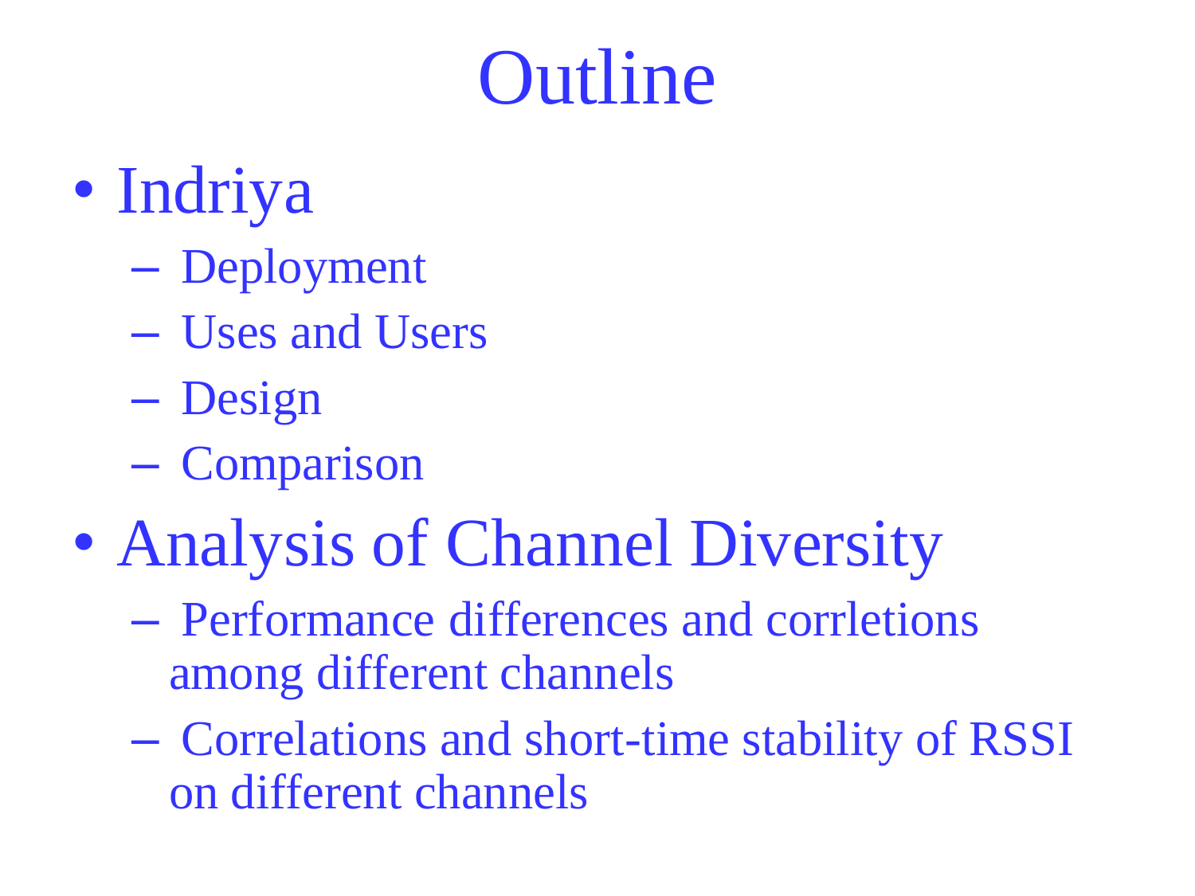# Outline

- Indriya
  - Deployment
  - Uses and Users
  - Design
  - Comparison
- Analysis of Channel Diversity
  - Performance differences and corrletions among different channels
  - Correlations and short-time stability of RSSI on different channels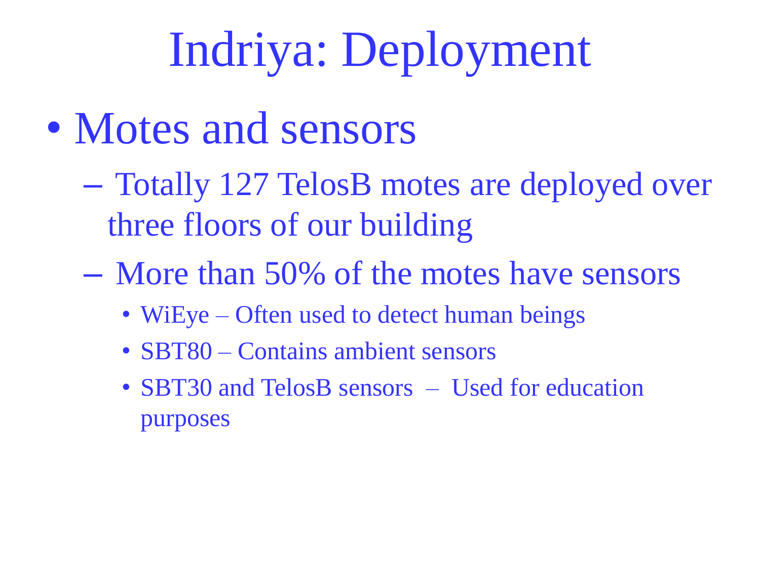# Indriya: Deployment

- Motes and sensors
  - Totally 127 TelosB motes are deployed over three floors of our building
  - More than 50% of the motes have sensors
    - WiEye – Often used to detect human beings
    - SBT80 – Contains ambient sensors
    - SBT30 and TelosB sensors – Used for education purposes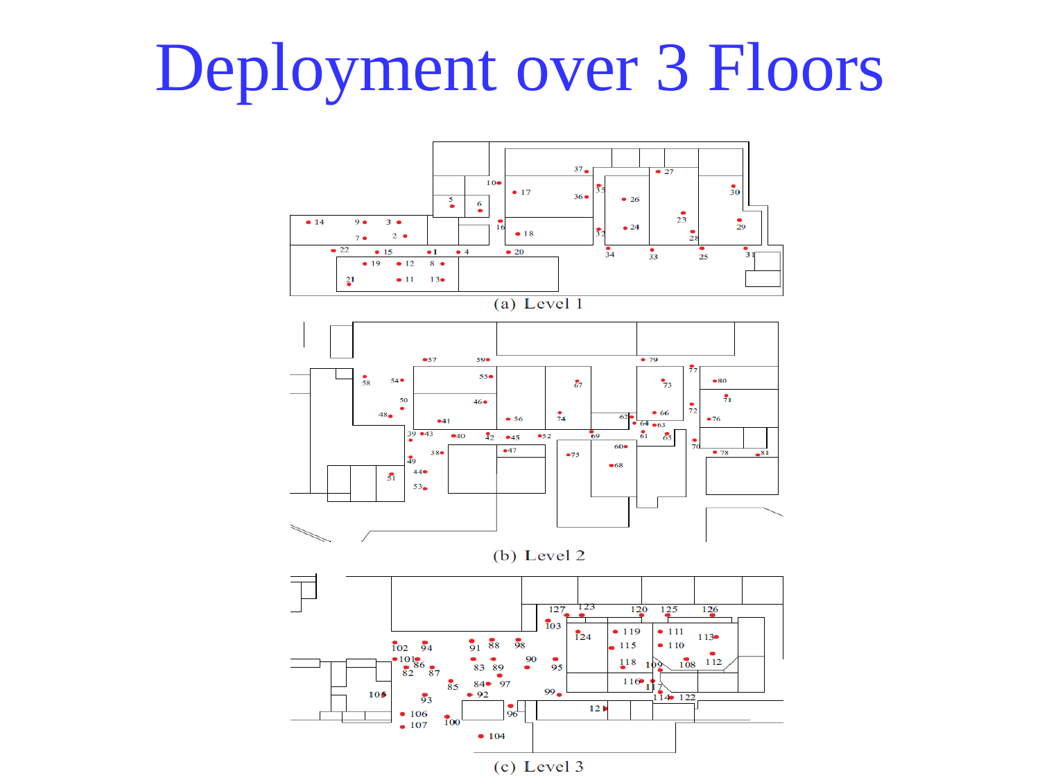# Deployment over 3 Floors

(a) Level 1

(b) Level 2

(c) Level 3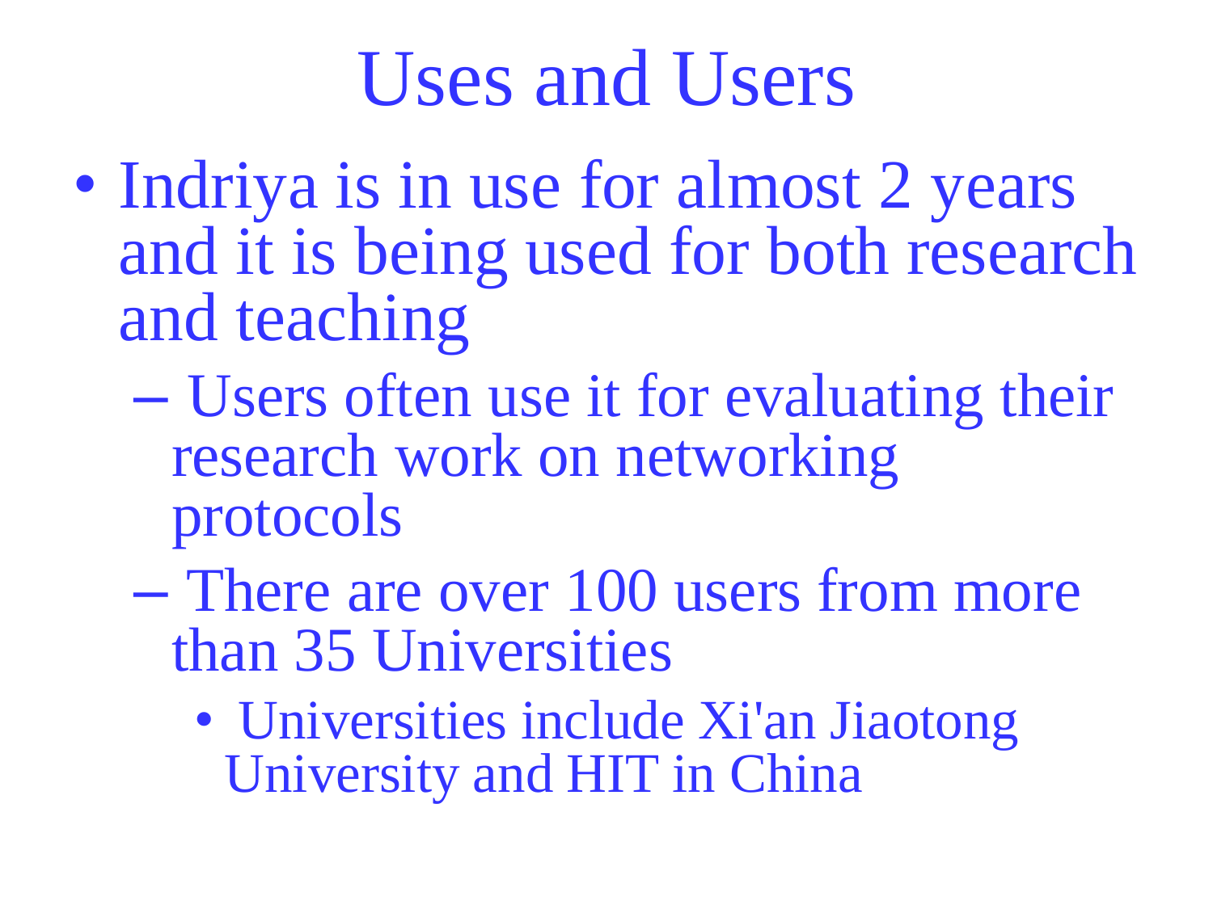# Uses and Users

- Indriya is in use for almost 2 years and it is being used for both research and teaching
  - Users often use it for evaluating their research work on networking protocols
  - There are over 100 users from more than 35 Universities
    - Universities include Xi'an Jiaotong University and HIT in China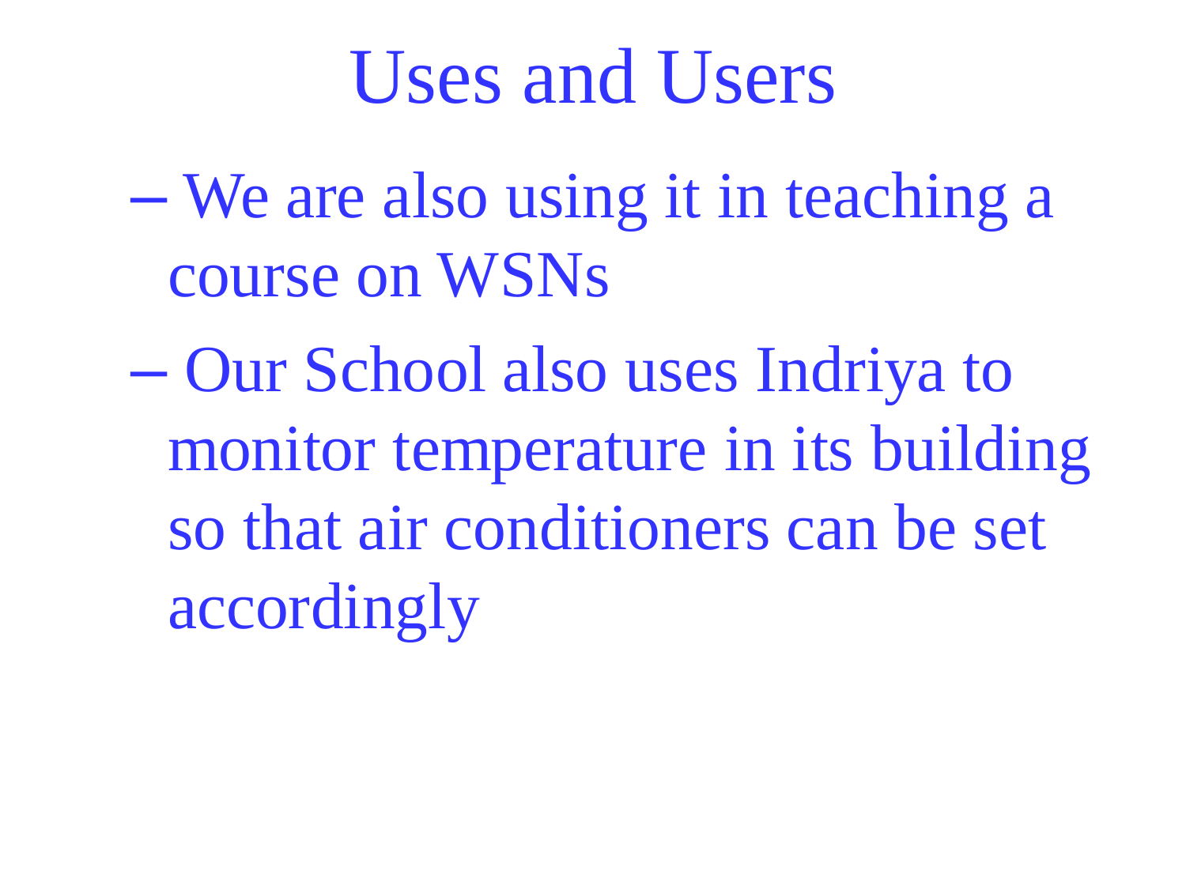# Uses and Users

- We are also using it in teaching a course on WSNs
- Our School also uses Indriya to monitor temperature in its building so that air conditioners can be set accordingly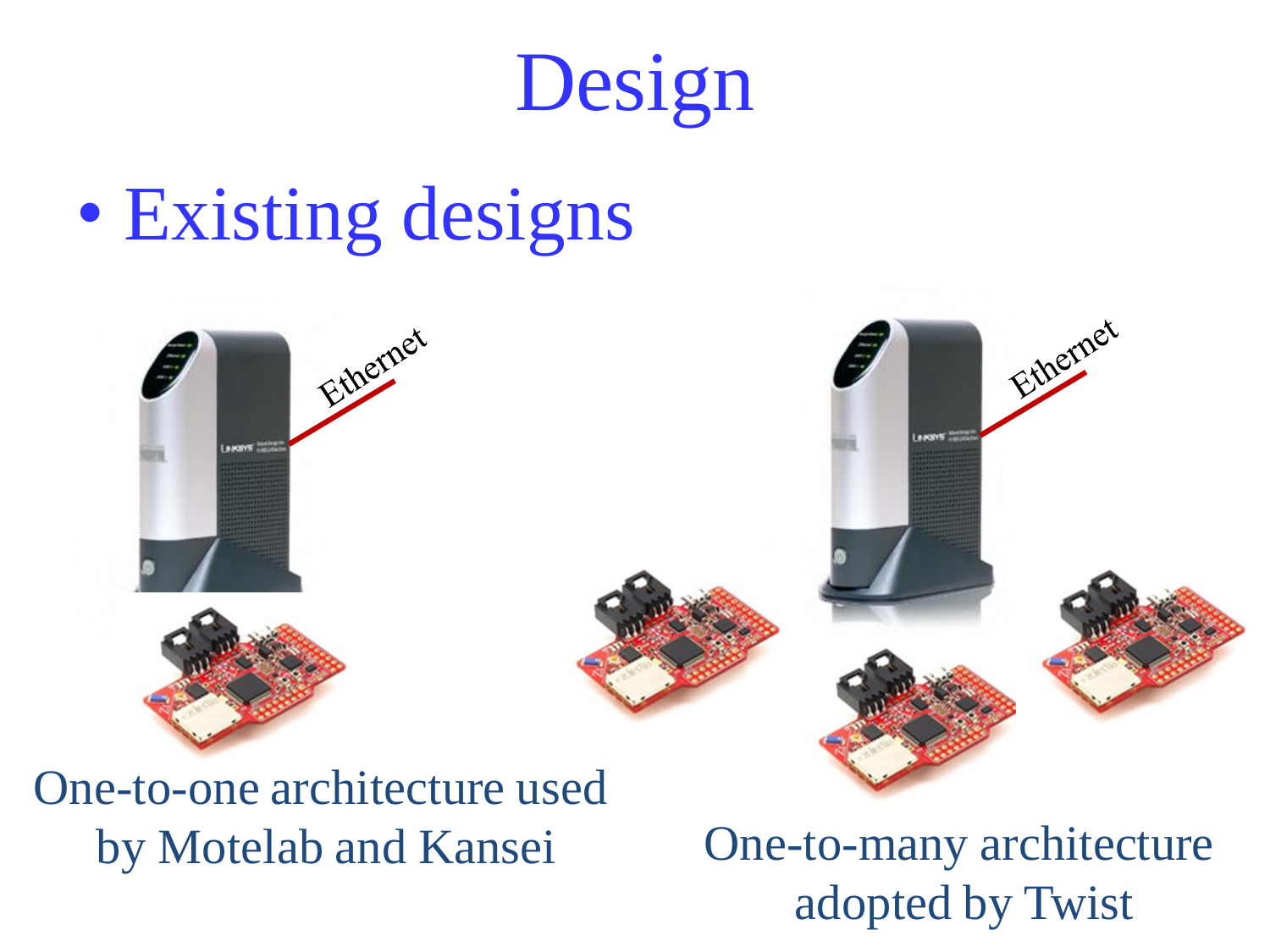# Design

- Existing designs

Ethernet

One-to-one architecture used by Motelab and Kansei

Ethernet

One-to-many architecture adopted by Twist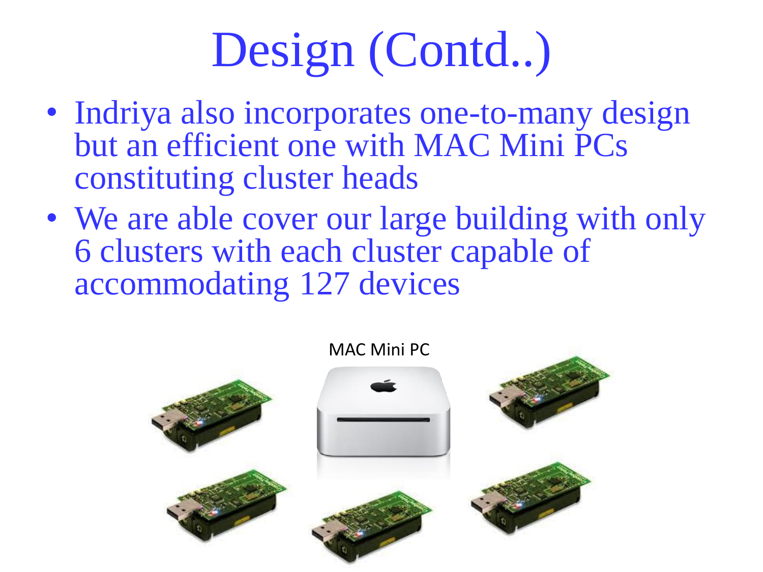# Design (Contd..)

- Indriya also incorporates one-to-many design but an efficient one with MAC Mini PCs constituting cluster heads
- We are able cover our large building with only 6 clusters with each cluster capable of accommodating 127 devices

MAC Mini PC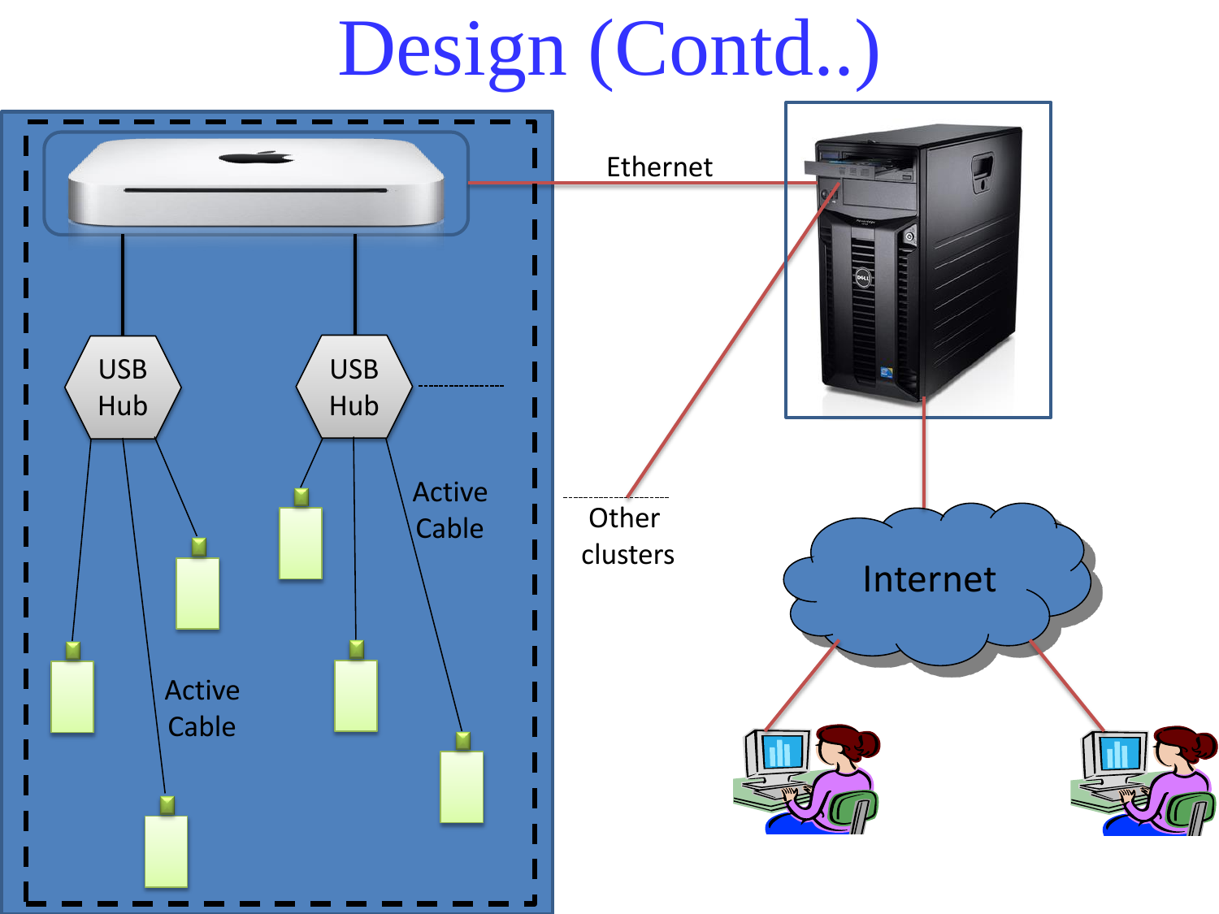# Design (Contd..)

Ethernet

USB Hub

USB Hub

Active Cable

Active Cable

Other clusters

Internet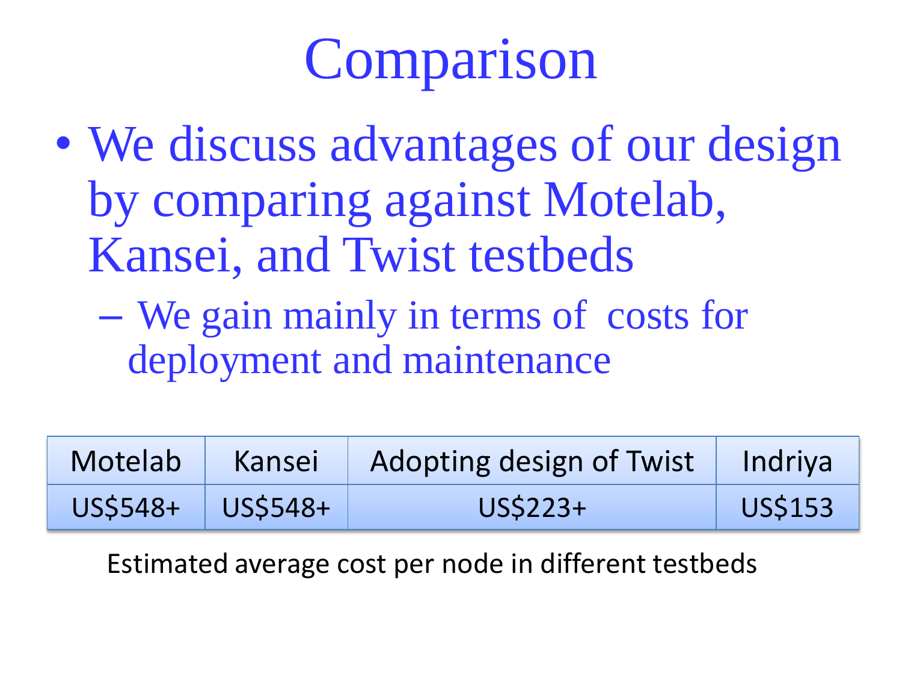# Comparison

- We discuss advantages of our design by comparing against Motelab, Kansei, and Twist testbeds
  - We gain mainly in terms of costs for deployment and maintenance

| Motelab | Kansei | Adopting design of Twist | Indriya |
| --- | --- | --- | --- |
| US$548+ | US$548+ | US$223+ | US$153 |

Estimated average cost per node in different testbeds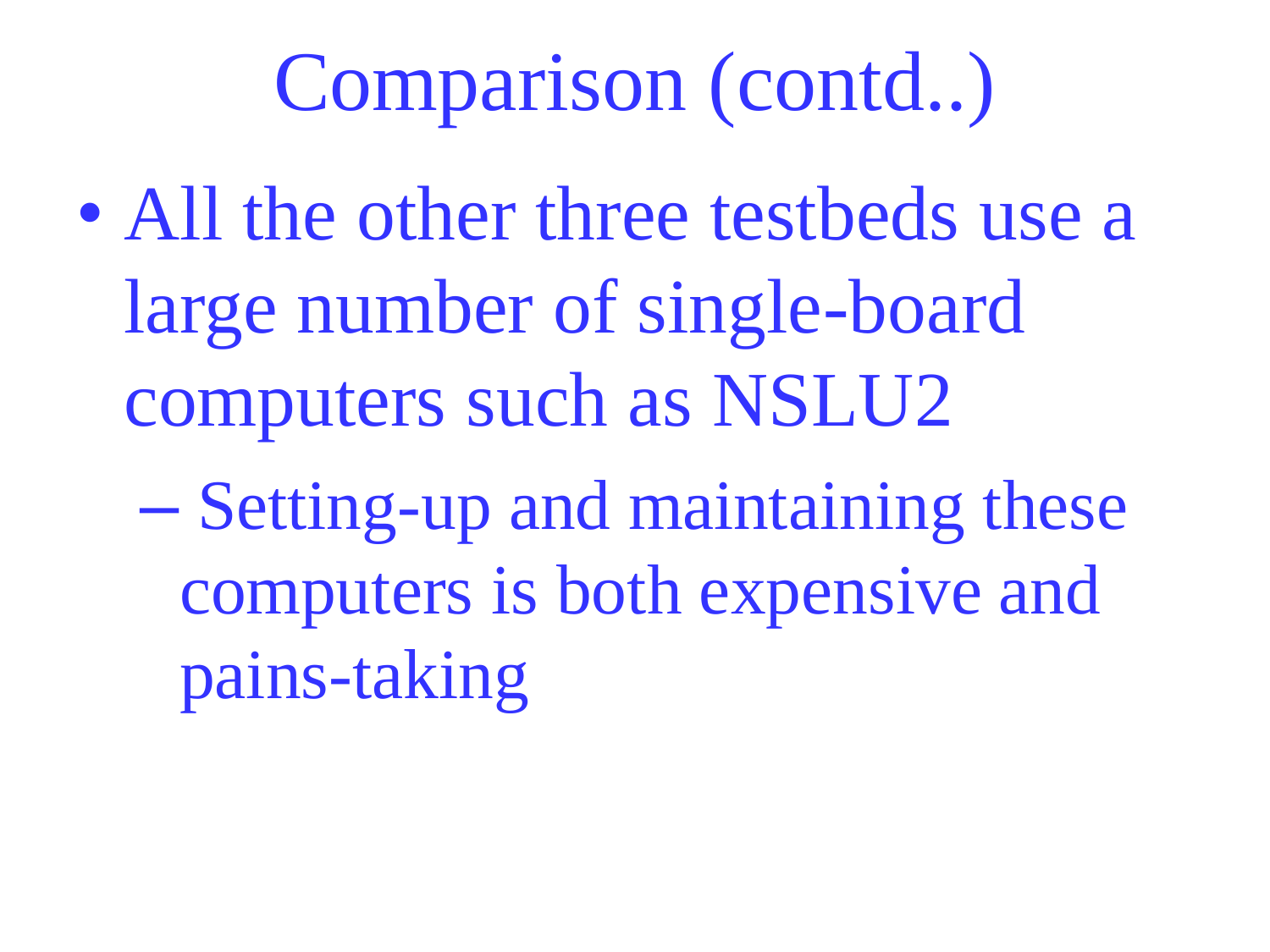# Comparison (contd..)

- All the other three testbeds use a large number of single-board computers such as NSLU2
  - Setting-up and maintaining these computers is both expensive and pains-taking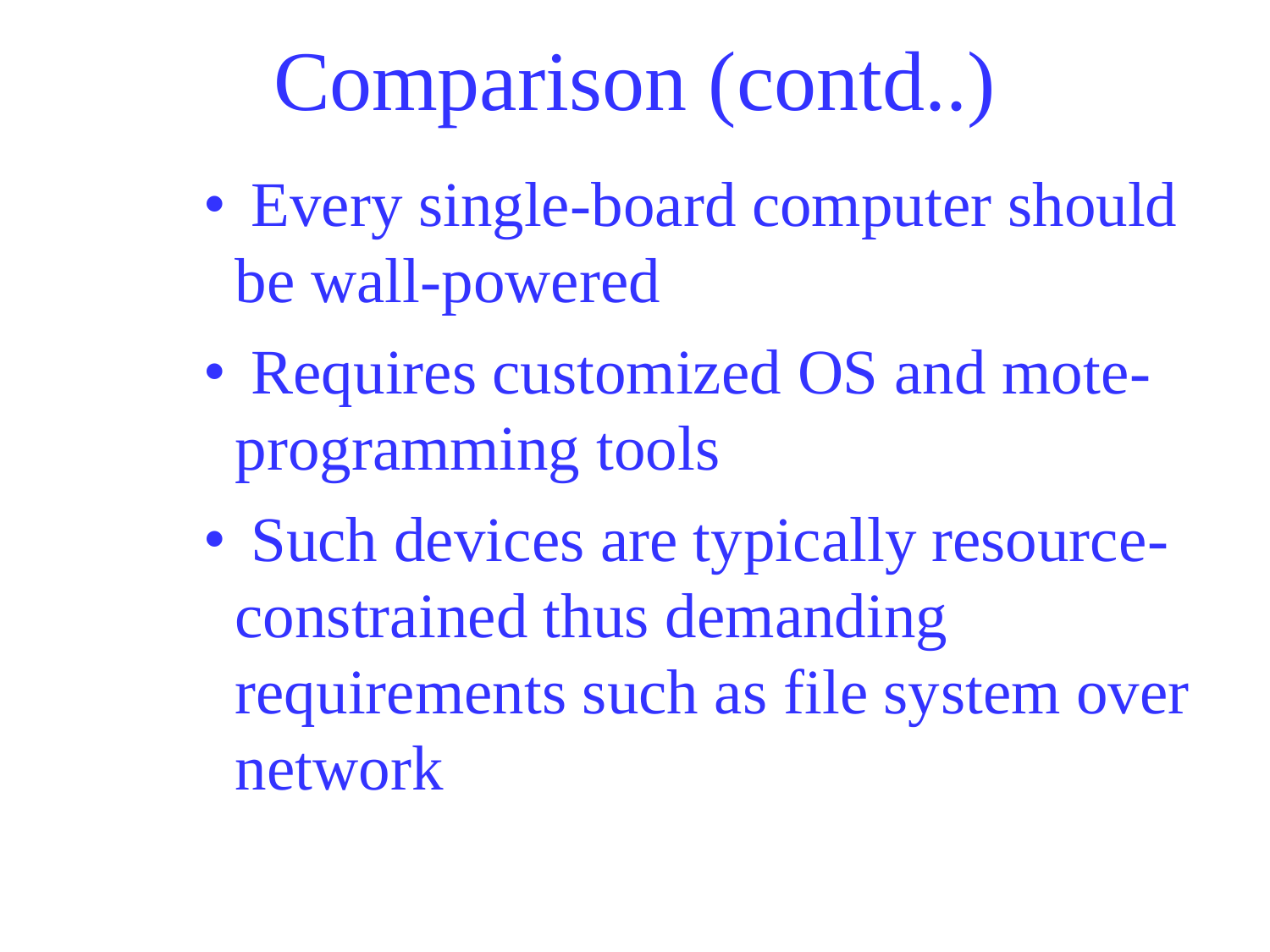# Comparison (contd..)

- Every single-board computer should be wall-powered
- Requires customized OS and mote-programming tools
- Such devices are typically resource-constrained thus demanding requirements such as file system over network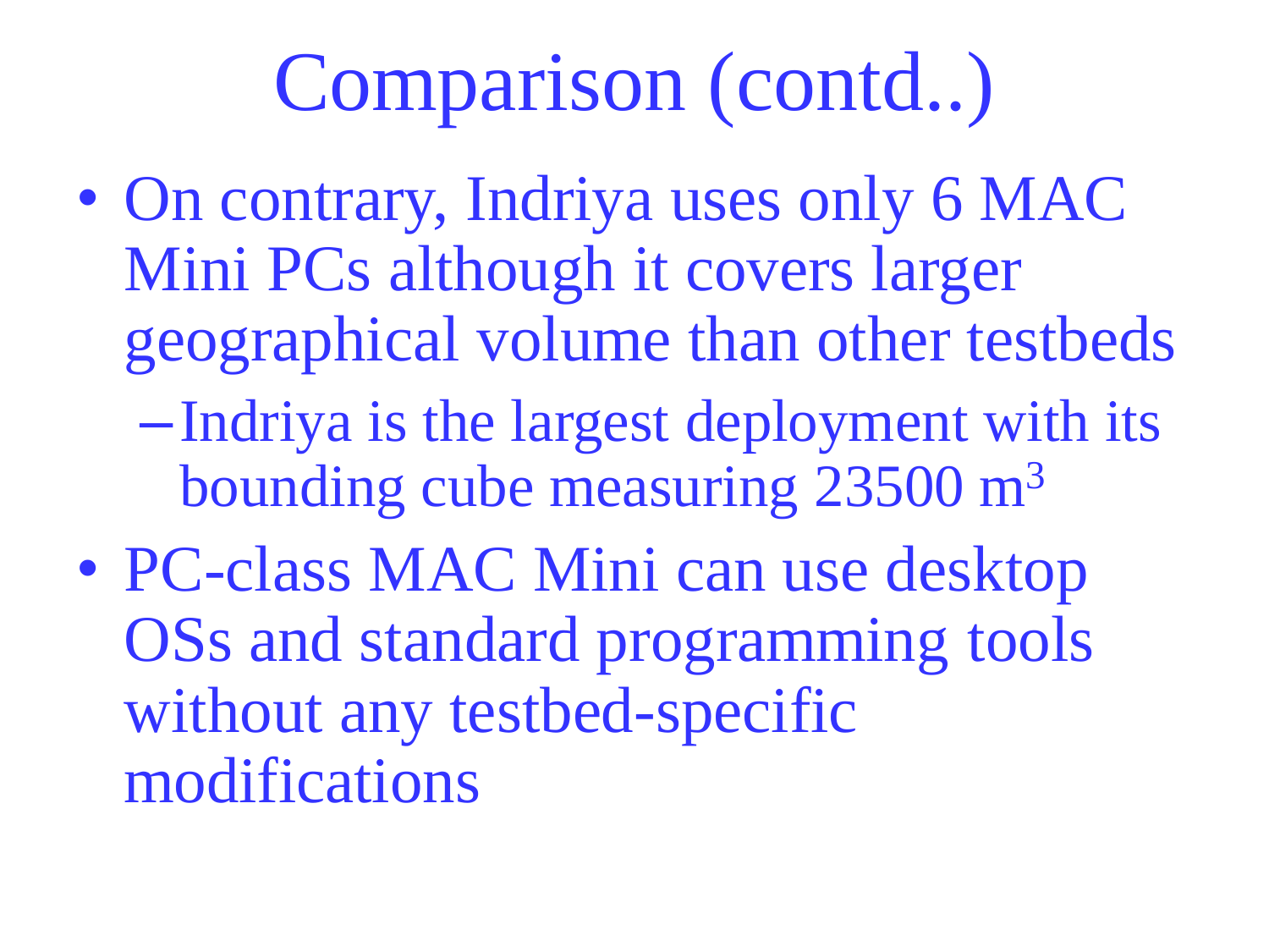# Comparison (contd..)

- On contrary, Indriya uses only 6 MAC Mini PCs although it covers larger geographical volume than other testbeds
  - Indriya is the largest deployment with its bounding cube measuring 23500 $m^3$
- PC-class MAC Mini can use desktop OSs and standard programming tools without any testbed-specific modifications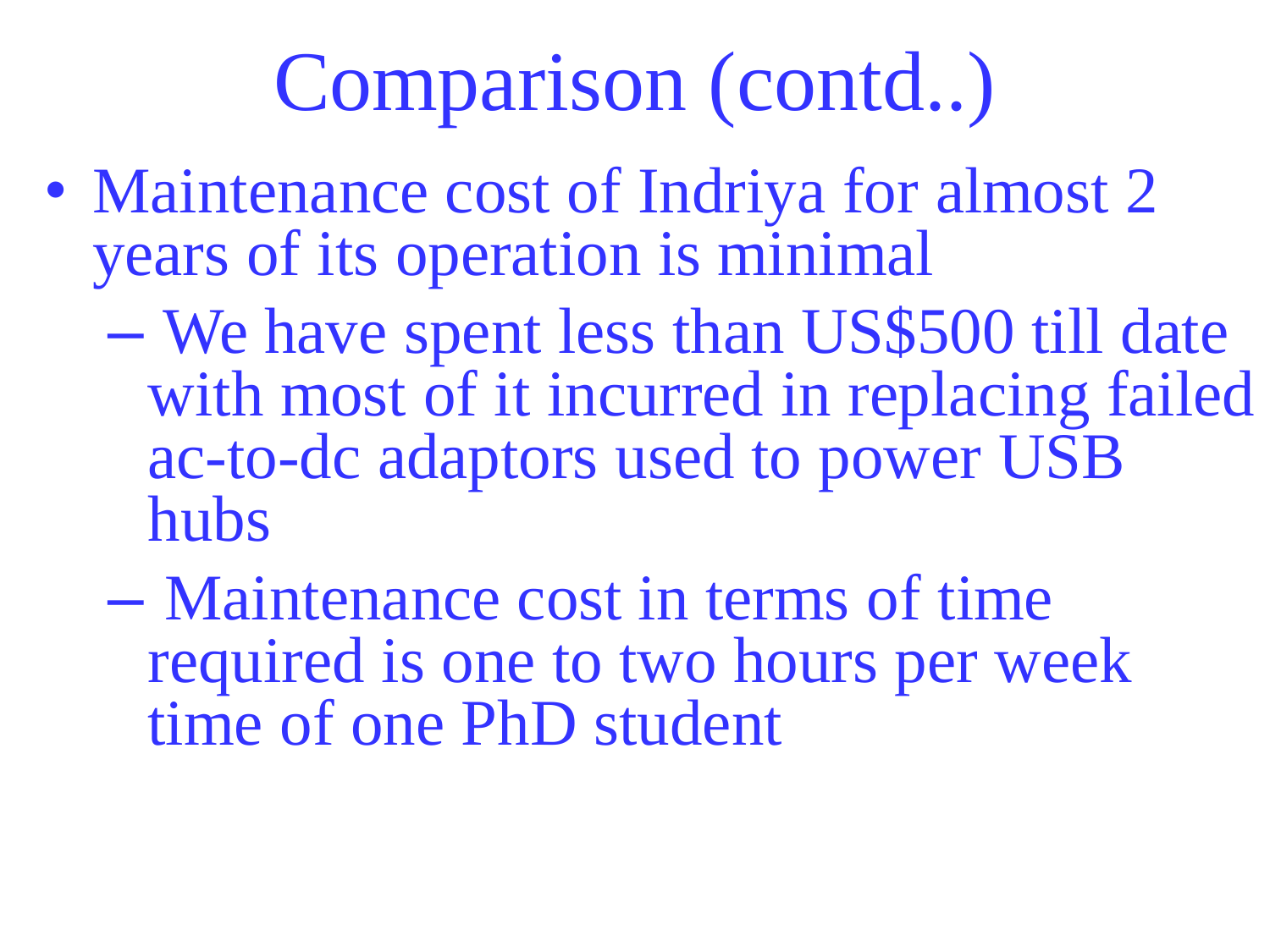# Comparison (contd..)

- Maintenance cost of Indriya for almost 2 years of its operation is minimal
  - We have spent less than US$500 till date with most of it incurred in replacing failed ac-to-dc adaptors used to power USB hubs
  - Maintenance cost in terms of time required is one to two hours per week time of one PhD student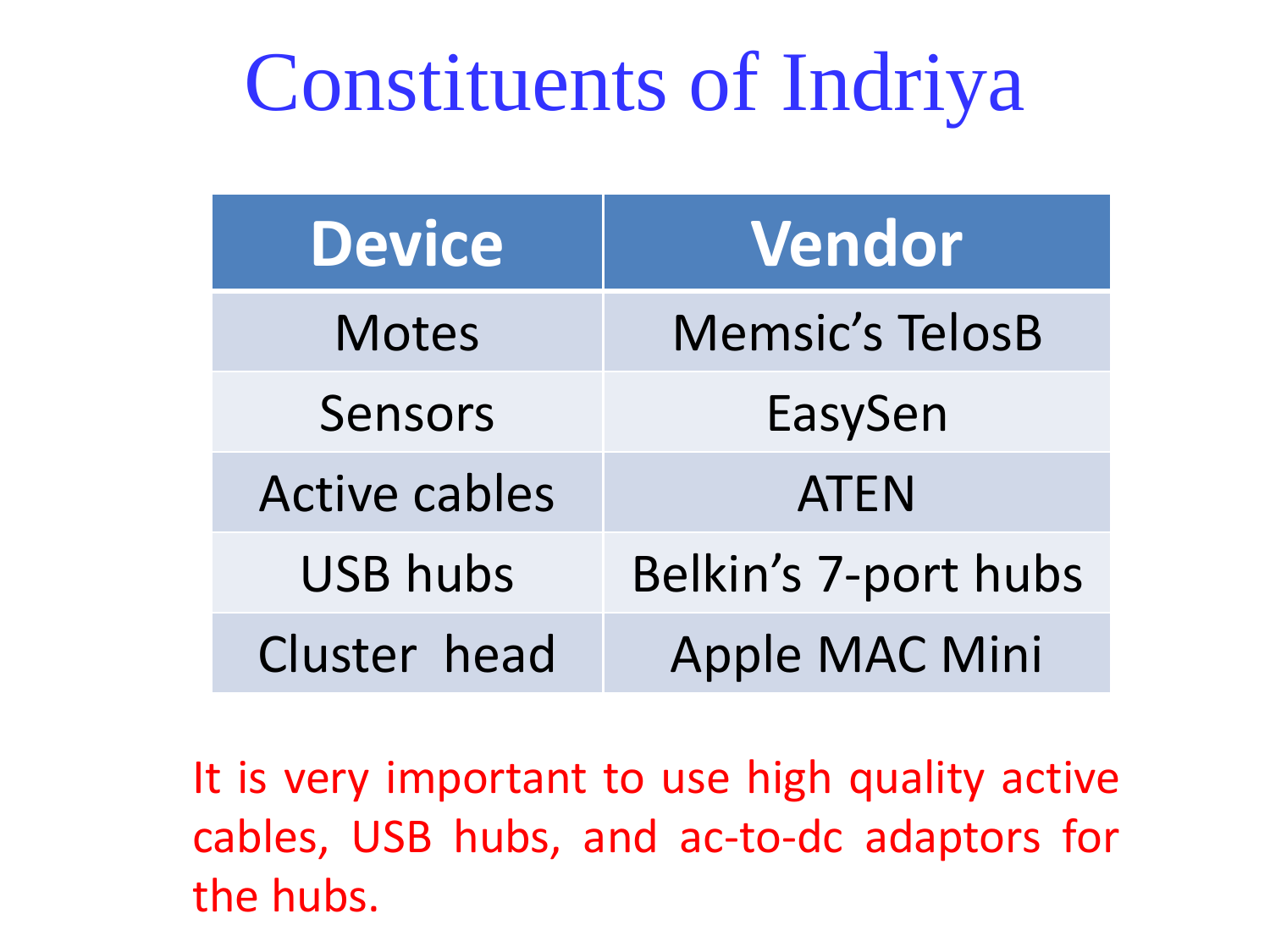# Constituents of Indriya

| Device | Vendor |
| --- | --- |
| Motes | Memsic’s TelosB |
| Sensors | EasySen |
| Active cables | ATEN |
| USB hubs | Belkin’s 7-port hubs |
| Cluster head | Apple MAC Mini |

It is very important to use high quality active cables, USB hubs, and ac-to-dc adaptors for the hubs.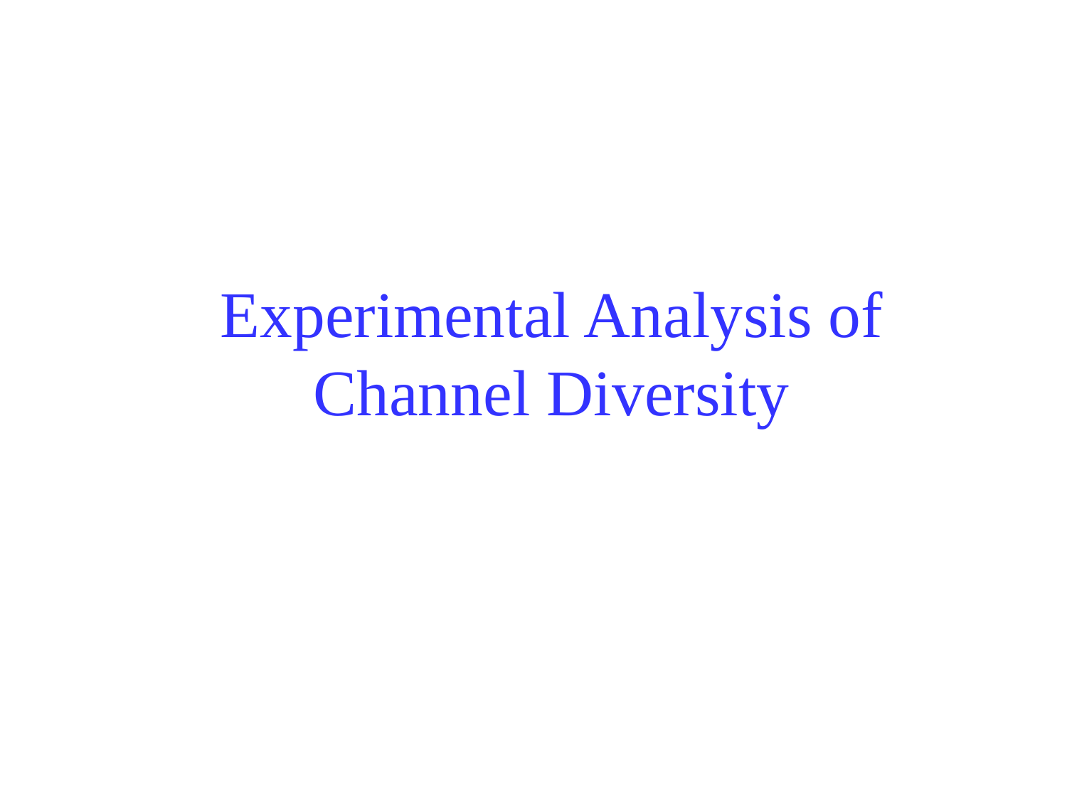# Experimental Analysis of Channel Diversity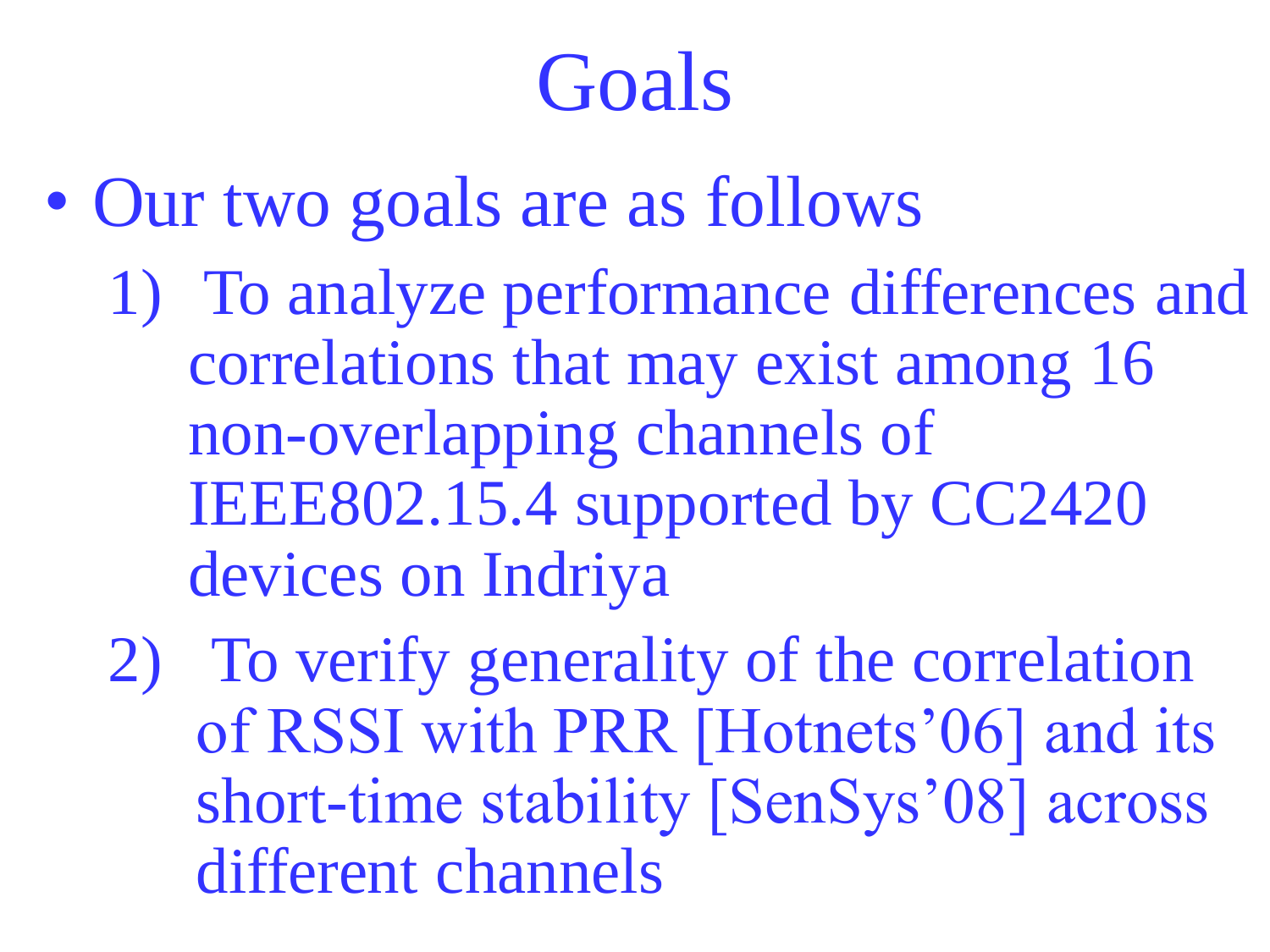# Goals

- Our two goals are as follows
  1) To analyze performance differences and correlations that may exist among 16 non-overlapping channels of IEEE802.15.4 supported by CC2420 devices on Indriya
  2) To verify generality of the correlation of RSSI with PRR [Hotnets'06] and its short-time stability [SenSys'08] across different channels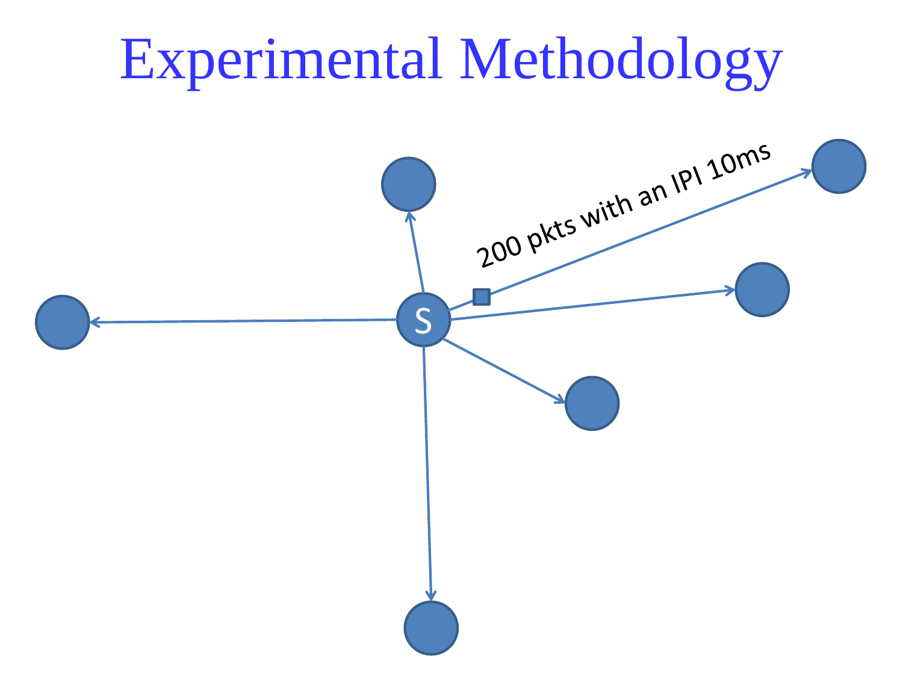# Experimental Methodology

S

200 pkts with an IPI 10ms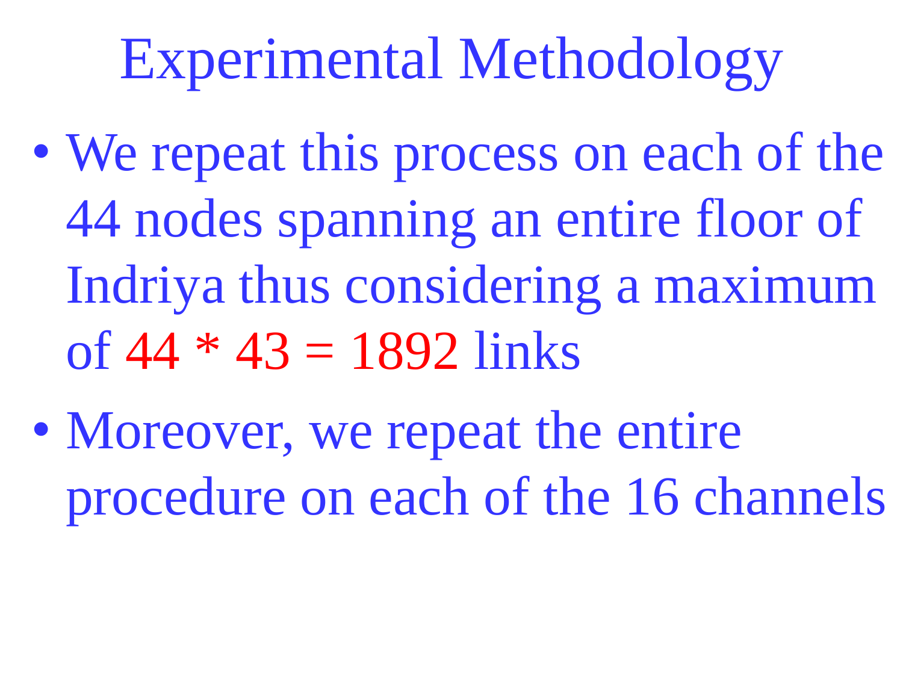# Experimental Methodology

- We repeat this process on each of the 44 nodes spanning an entire floor of Indriya thus considering a maximum of $44 * 43 = 1892$ links
- Moreover, we repeat the entire procedure on each of the 16 channels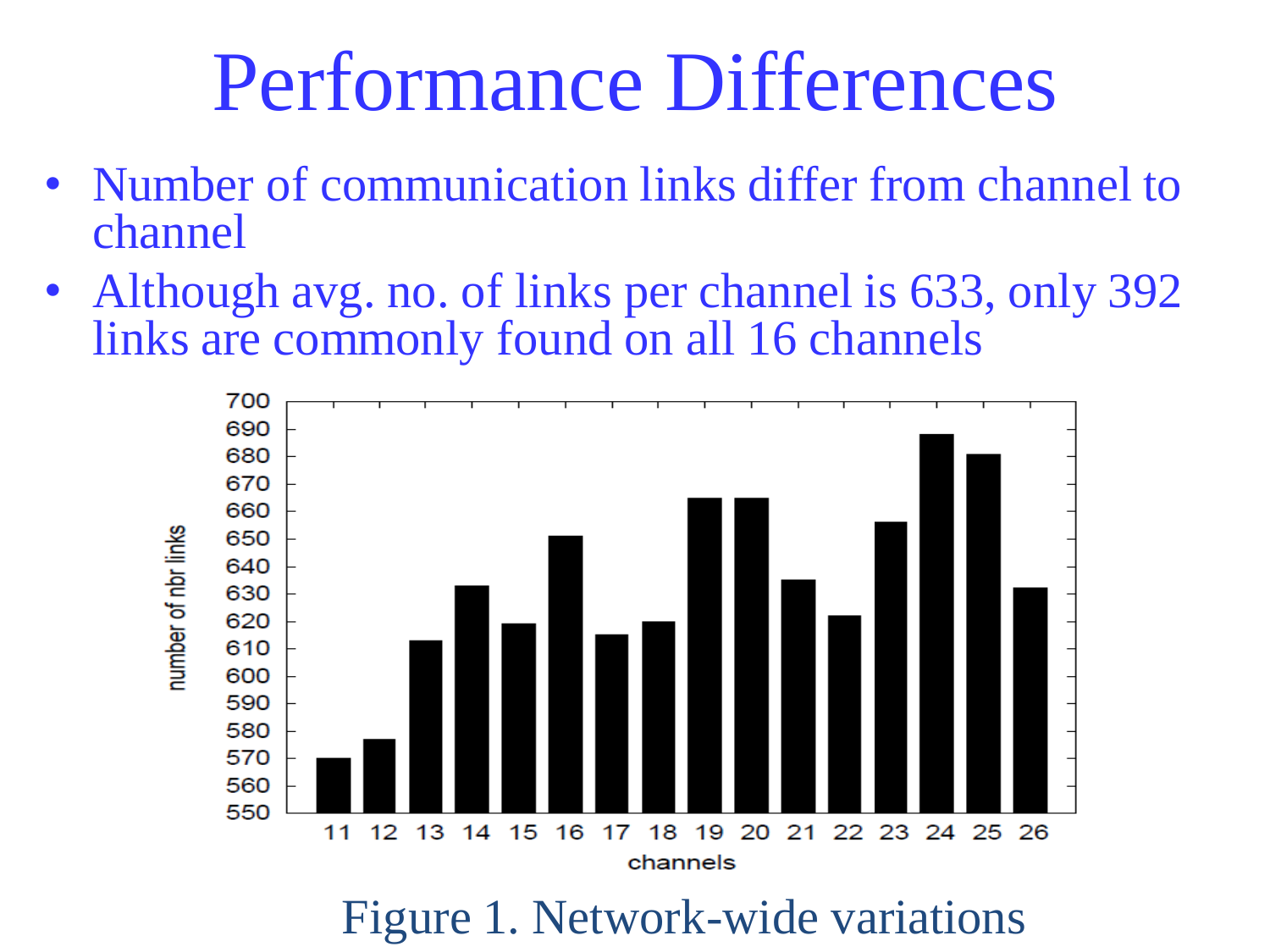# Performance Differences

- Number of communication links differ from channel to channel
- Although avg. no. of links per channel is 633, only 392 links are commonly found on all 16 channels

Figure 1. Network-wide variations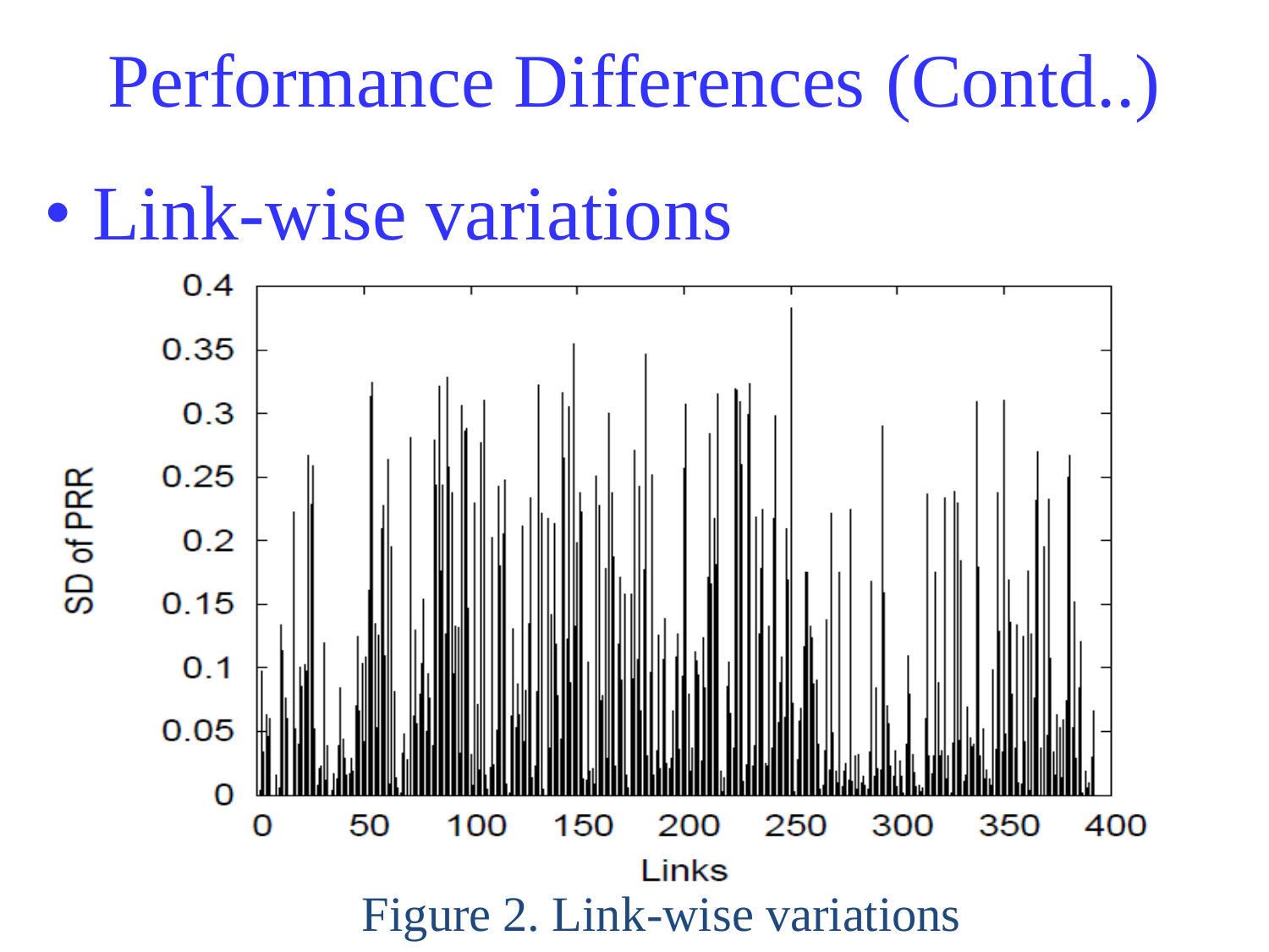# Performance Differences (Contd..)

- Link-wise variations

Figure 2. Link-wise variations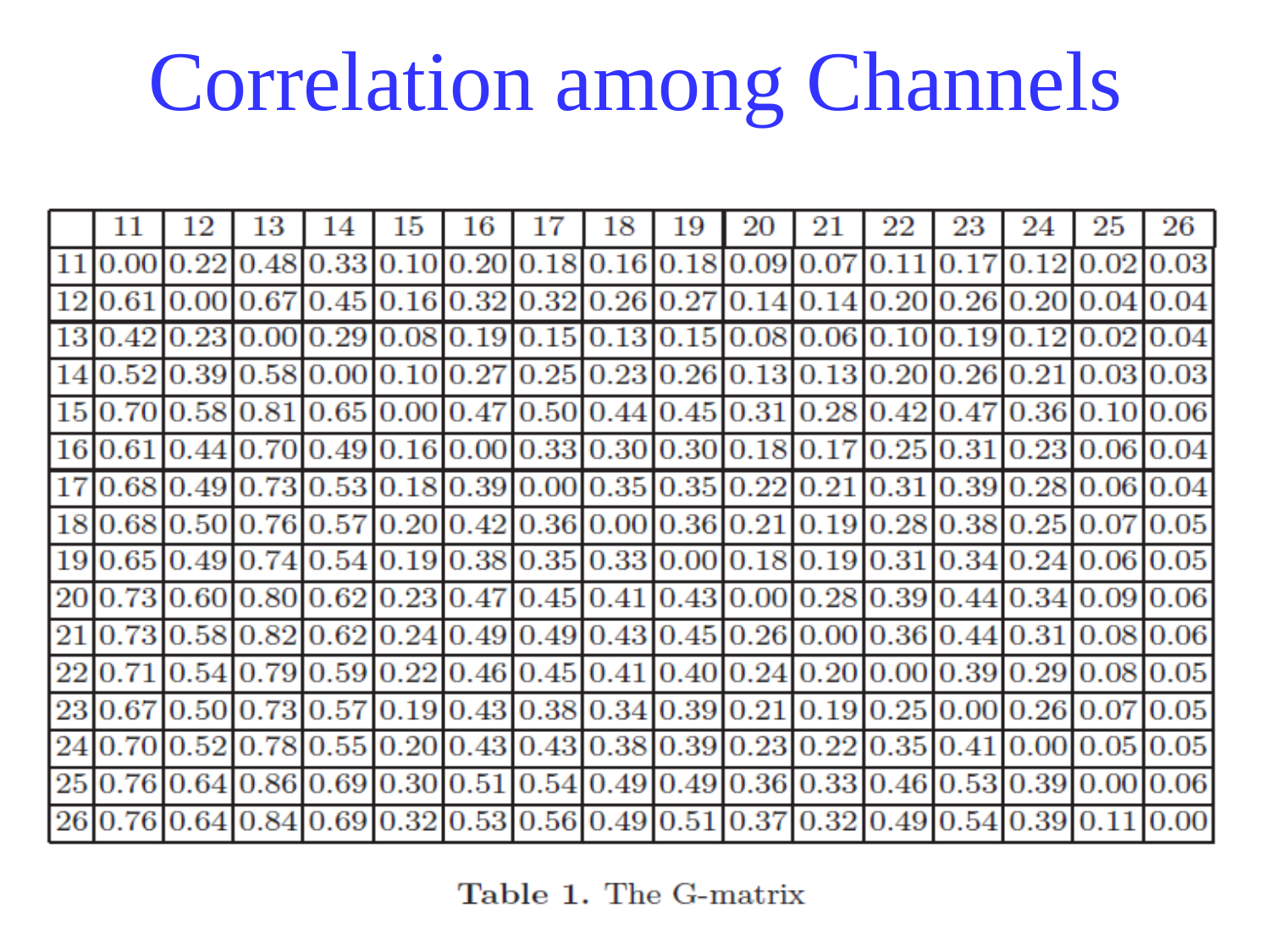# Correlation among Channels

|  | 11 | 12 | 13 | 14 | 15 | 16 | 17 | 18 | 19 | 20 | 21 | 22 | 23 | 24 | 25 | 26 |
|---|---|---|---|---|---|---|---|---|---|---|---|---|---|---|---|---|
| 11 | 0.00 | 0.22 | 0.48 | 0.33 | 0.10 | 0.20 | 0.18 | 0.16 | 0.18 | 0.09 | 0.07 | 0.11 | 0.17 | 0.12 | 0.02 | 0.03 |
| 12 | 0.61 | 0.00 | 0.67 | 0.45 | 0.16 | 0.32 | 0.32 | 0.26 | 0.27 | 0.14 | 0.14 | 0.20 | 0.26 | 0.20 | 0.04 | 0.04 |
| 13 | 0.42 | 0.23 | 0.00 | 0.29 | 0.08 | 0.19 | 0.15 | 0.13 | 0.15 | 0.08 | 0.06 | 0.10 | 0.19 | 0.12 | 0.02 | 0.04 |
| 14 | 0.52 | 0.39 | 0.58 | 0.00 | 0.10 | 0.27 | 0.25 | 0.23 | 0.26 | 0.13 | 0.13 | 0.20 | 0.26 | 0.21 | 0.03 | 0.03 |
| 15 | 0.70 | 0.58 | 0.81 | 0.65 | 0.00 | 0.47 | 0.50 | 0.44 | 0.45 | 0.31 | 0.28 | 0.42 | 0.47 | 0.36 | 0.10 | 0.06 |
| 16 | 0.61 | 0.44 | 0.70 | 0.49 | 0.16 | 0.00 | 0.33 | 0.30 | 0.30 | 0.18 | 0.17 | 0.25 | 0.31 | 0.23 | 0.06 | 0.04 |
| 17 | 0.68 | 0.49 | 0.73 | 0.53 | 0.18 | 0.39 | 0.00 | 0.35 | 0.35 | 0.22 | 0.21 | 0.31 | 0.39 | 0.28 | 0.06 | 0.04 |
| 18 | 0.68 | 0.50 | 0.76 | 0.57 | 0.20 | 0.42 | 0.36 | 0.00 | 0.36 | 0.21 | 0.19 | 0.28 | 0.38 | 0.25 | 0.07 | 0.05 |
| 19 | 0.65 | 0.49 | 0.74 | 0.54 | 0.19 | 0.38 | 0.35 | 0.33 | 0.00 | 0.18 | 0.19 | 0.31 | 0.34 | 0.24 | 0.06 | 0.05 |
| 20 | 0.73 | 0.60 | 0.80 | 0.62 | 0.23 | 0.47 | 0.45 | 0.41 | 0.43 | 0.00 | 0.28 | 0.39 | 0.44 | 0.34 | 0.09 | 0.06 |
| 21 | 0.73 | 0.58 | 0.82 | 0.62 | 0.24 | 0.49 | 0.49 | 0.43 | 0.45 | 0.26 | 0.00 | 0.36 | 0.44 | 0.31 | 0.08 | 0.06 |
| 22 | 0.71 | 0.54 | 0.79 | 0.59 | 0.22 | 0.46 | 0.45 | 0.41 | 0.40 | 0.24 | 0.20 | 0.00 | 0.39 | 0.29 | 0.08 | 0.05 |
| 23 | 0.67 | 0.50 | 0.73 | 0.57 | 0.19 | 0.43 | 0.38 | 0.34 | 0.39 | 0.21 | 0.19 | 0.25 | 0.00 | 0.26 | 0.07 | 0.05 |
| 24 | 0.70 | 0.52 | 0.78 | 0.55 | 0.20 | 0.43 | 0.43 | 0.38 | 0.39 | 0.23 | 0.22 | 0.35 | 0.41 | 0.00 | 0.05 | 0.05 |
| 25 | 0.76 | 0.64 | 0.86 | 0.69 | 0.30 | 0.51 | 0.54 | 0.49 | 0.49 | 0.36 | 0.33 | 0.46 | 0.53 | 0.39 | 0.00 | 0.06 |
| 26 | 0.76 | 0.64 | 0.84 | 0.69 | 0.32 | 0.53 | 0.56 | 0.49 | 0.51 | 0.37 | 0.32 | 0.49 | 0.54 | 0.39 | 0.11 | 0.00 |

**Table 1.** The G-matrix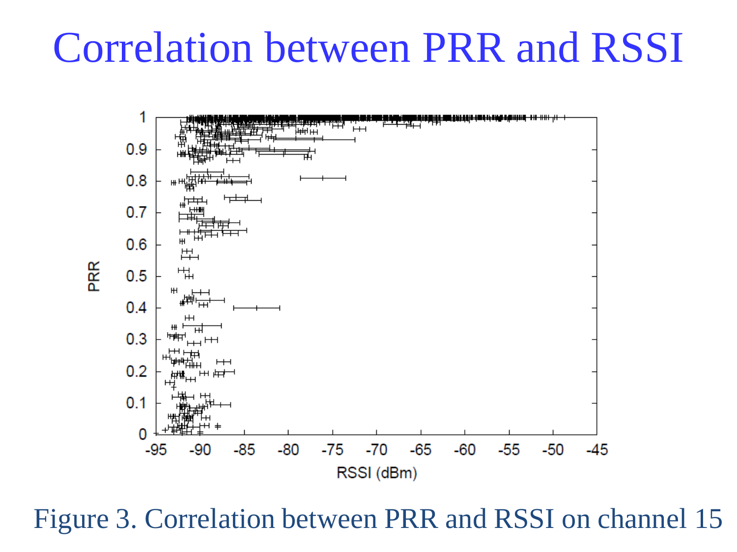# Correlation between PRR and RSSI

Figure 3. Correlation between PRR and RSSI on channel 15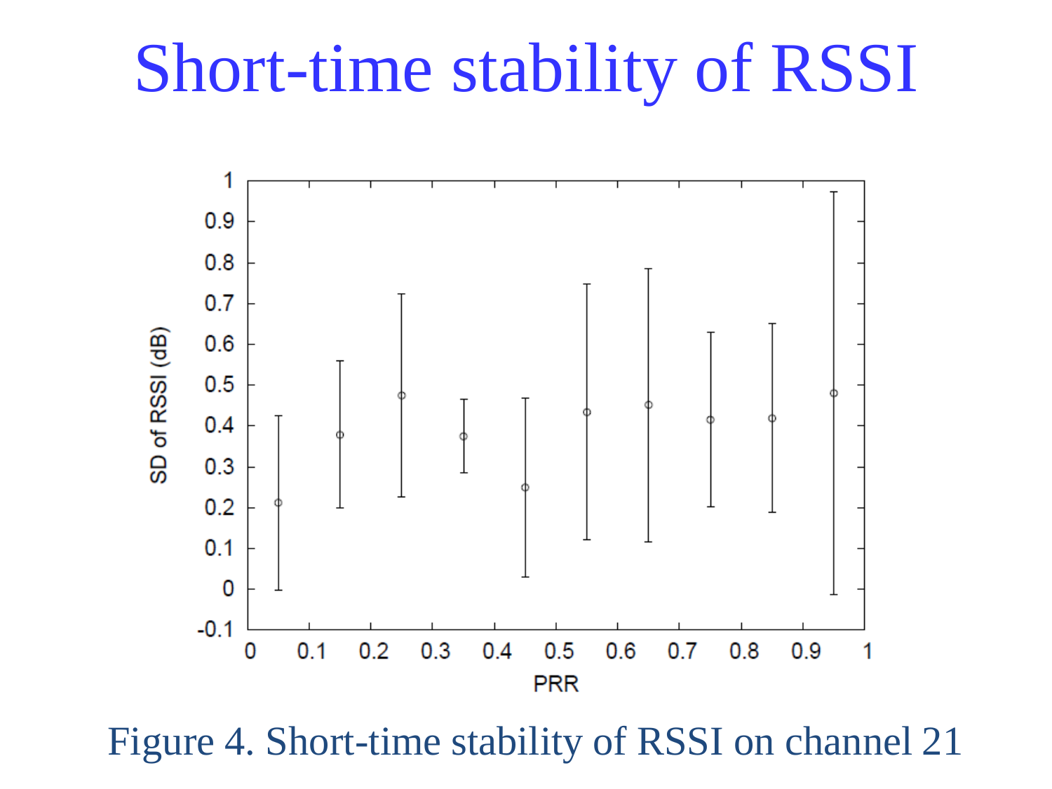# Short-time stability of RSSI

Figure 4. Short-time stability of RSSI on channel 21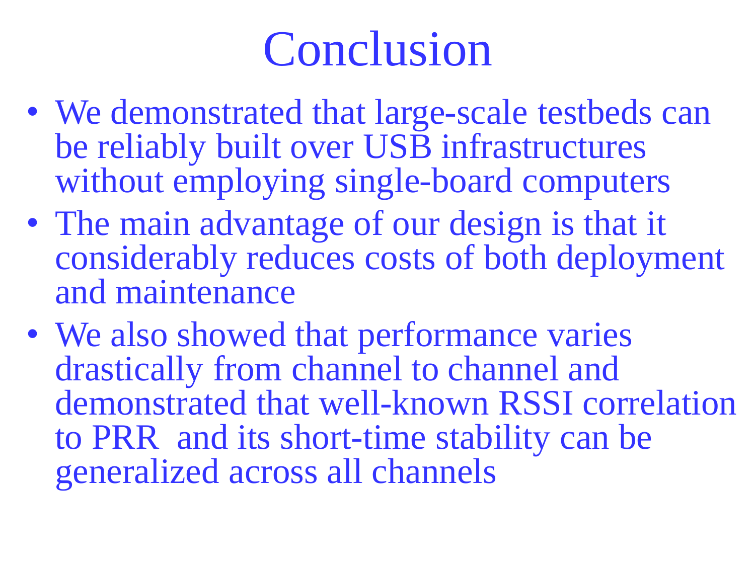# Conclusion

- We demonstrated that large-scale testbeds can be reliably built over USB infrastructures without employing single-board computers
- The main advantage of our design is that it considerably reduces costs of both deployment and maintenance
- We also showed that performance varies drastically from channel to channel and demonstrated that well-known RSSI correlation to PRR and its short-time stability can be generalized across all channels